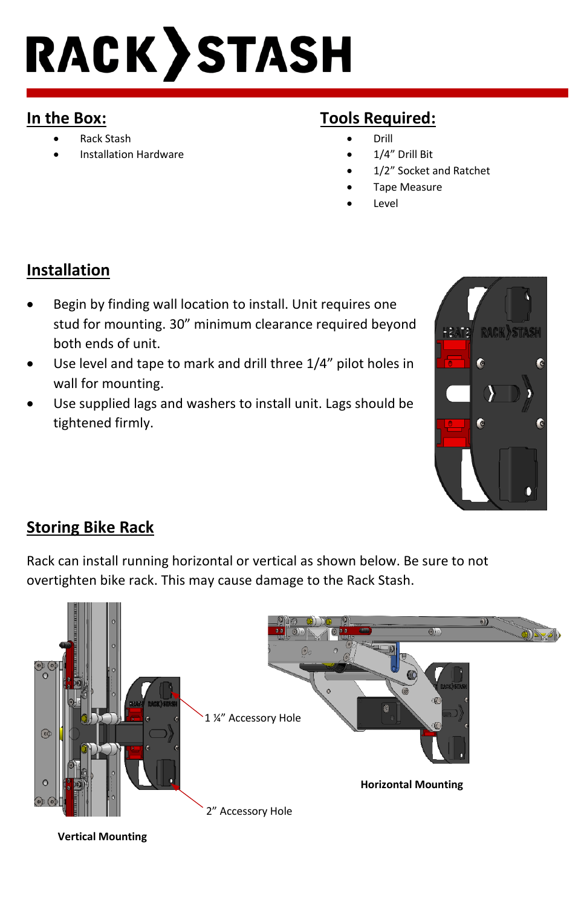# RACK STASH

## In the Box:

- Rack Stash
- Installation Hardware

## Tools Required:

- Drill
- 1/4" Drill Bit
- 1/2" Socket and Ratchet
- Tape Measure
- Level

## Installation

- Begin by finding wall location to install. Unit requires one stud for mounting. 30" minimum clearance required beyond both ends of unit.
- Use level and tape to mark and drill three 1/4" pilot holes in wall for mounting.
- Use supplied lags and washers to install unit. Lags should be tightened firmly.

## Storing Bike Rack

Rack can install running horizontal or vertical as shown below. Be sure to not overtighten bike rack. This may cause damage to the Rack Stash.

1 ¼" Accessory Hole

2" Accessory Hole

**Vertical Mounting**

**Horizontal Mounting**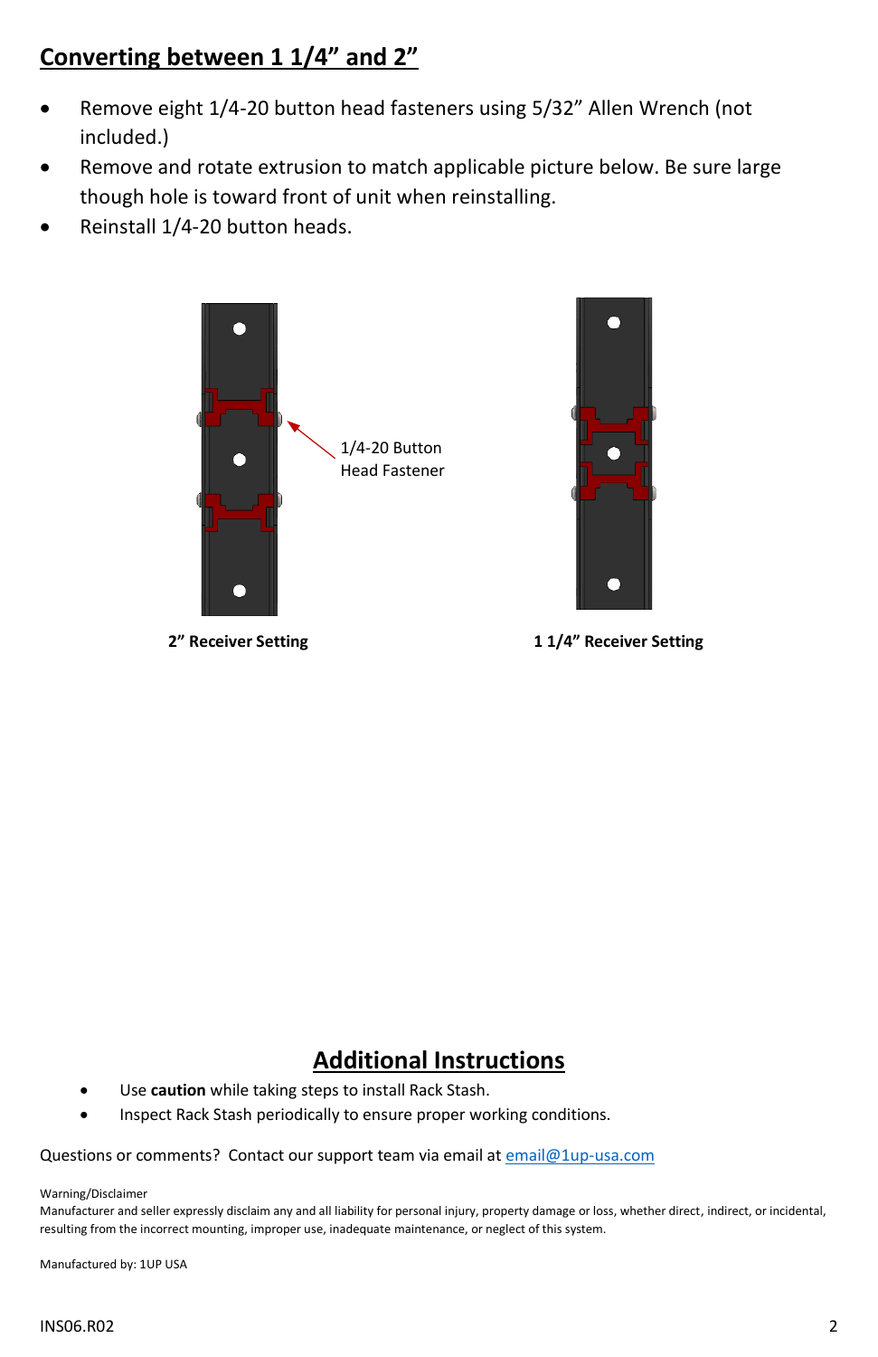## Converting between 1 1/4" and 2"

- Remove eight 1/4-20 button head fasteners using 5/32" Allen Wrench (not included.)
- Remove and rotate extrusion to match applicable picture below. Be sure large though hole is toward front of unit when reinstalling.
- Reinstall 1/4-20 button heads.

1/4-20 Button Head Fastener

**2" Receiver Setting**

**1 1/4" Receiver Setting**

## Additional Instructions

- Use **caution** while taking steps to install Rack Stash.
- Inspect Rack Stash periodically to ensure proper working conditions.

Questions or comments? Contact our support team via email at [email@1up-usa.com](mailto:email@1up-usa.com)

Warning/Disclaimer
Manufacturer and seller expressly disclaim any and all liability for personal injury, property damage or loss, whether direct, indirect, or incidental, resulting from the incorrect mounting, improper use, inadequate maintenance, or neglect of this system.

Manufactured by: 1UP USA

INS06.R02